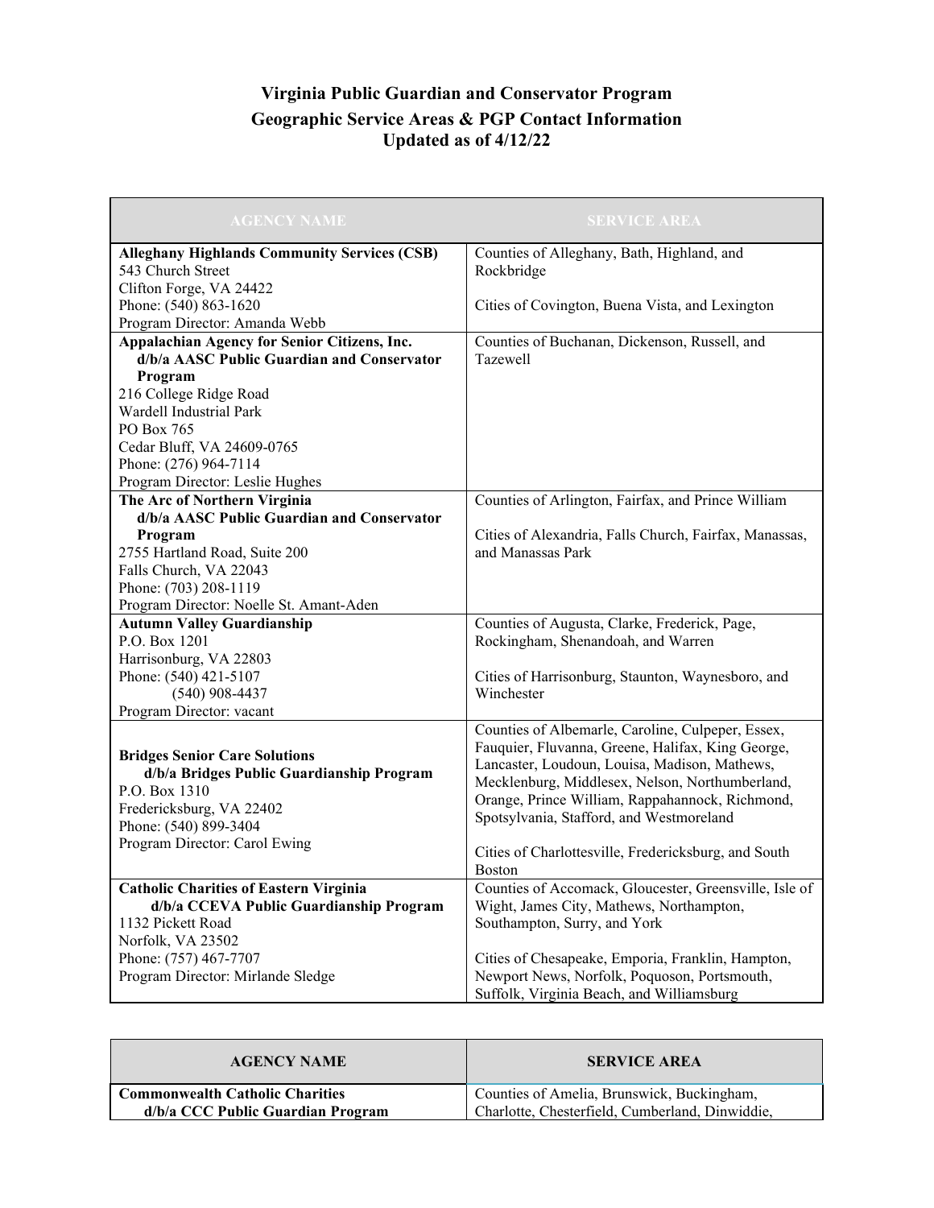# Virginia Public Guardian and Conservator Program

## Geographic Service Areas & PGP Contact Information

### Updated as of 4/12/22

| AGENCY NAME | SERVICE AREA |
|---|---|
| **Alleghany Highlands Community Services (CSB)**<br>543 Church Street<br>Clifton Forge, VA 24422<br>Phone: (540) 863-1620<br>Program Director: Amanda Webb | Counties of Alleghany, Bath, Highland, and Rockbridge<br><br>Cities of Covington, Buena Vista, and Lexington |
| **Appalachian Agency for Senior Citizens, Inc.**<br>**d/b/a AASC Public Guardian and Conservator Program**<br>216 College Ridge Road<br>Wardell Industrial Park<br>PO Box 765<br>Cedar Bluff, VA 24609-0765<br>Phone: (276) 964-7114<br>Program Director: Leslie Hughes | Counties of Buchanan, Dickenson, Russell, and Tazewell |
| **The Arc of Northern Virginia**<br>**d/b/a AASC Public Guardian and Conservator Program**<br>2755 Hartland Road, Suite 200<br>Falls Church, VA 22043<br>Phone: (703) 208-1119<br>Program Director: Noelle St. Amant-Aden | Counties of Arlington, Fairfax, and Prince William<br><br>Cities of Alexandria, Falls Church, Fairfax, Manassas, and Manassas Park |
| **Autumn Valley Guardianship**<br>P.O. Box 1201<br>Harrisonburg, VA 22803<br>Phone: (540) 421-5107<br>(540) 908-4437<br>Program Director: vacant | Counties of Augusta, Clarke, Frederick, Page, Rockingham, Shenandoah, and Warren<br><br>Cities of Harrisonburg, Staunton, Waynesboro, and Winchester |
| **Bridges Senior Care Solutions**<br>**d/b/a Bridges Public Guardianship Program**<br>P.O. Box 1310<br>Fredericksburg, VA 22402<br>Phone: (540) 899-3404<br>Program Director: Carol Ewing | Counties of Albemarle, Caroline, Culpeper, Essex, Fauquier, Fluvanna, Greene, Halifax, King George, Lancaster, Loudoun, Louisa, Madison, Mathews, Mecklenburg, Middlesex, Nelson, Northumberland, Orange, Prince William, Rappahannock, Richmond, Spotsylvania, Stafford, and Westmoreland<br><br>Cities of Charlottesville, Fredericksburg, and South Boston |
| **Catholic Charities of Eastern Virginia**<br>**d/b/a CCEVA Public Guardianship Program**<br>1132 Pickett Road<br>Norfolk, VA 23502<br>Phone: (757) 467-7707<br>Program Director: Mirlande Sledge | Counties of Accomack, Gloucester, Greensville, Isle of Wight, James City, Mathews, Northampton, Southampton, Surry, and York<br><br>Cities of Chesapeake, Emporia, Franklin, Hampton, Newport News, Norfolk, Poquoson, Portsmouth, Suffolk, Virginia Beach, and Williamsburg |
| **Commonwealth Catholic Charities**<br>**d/b/a CCC Public Guardian Program** | Counties of Amelia, Brunswick, Buckingham, Charlotte, Chesterfield, Cumberland, Dinwiddie, |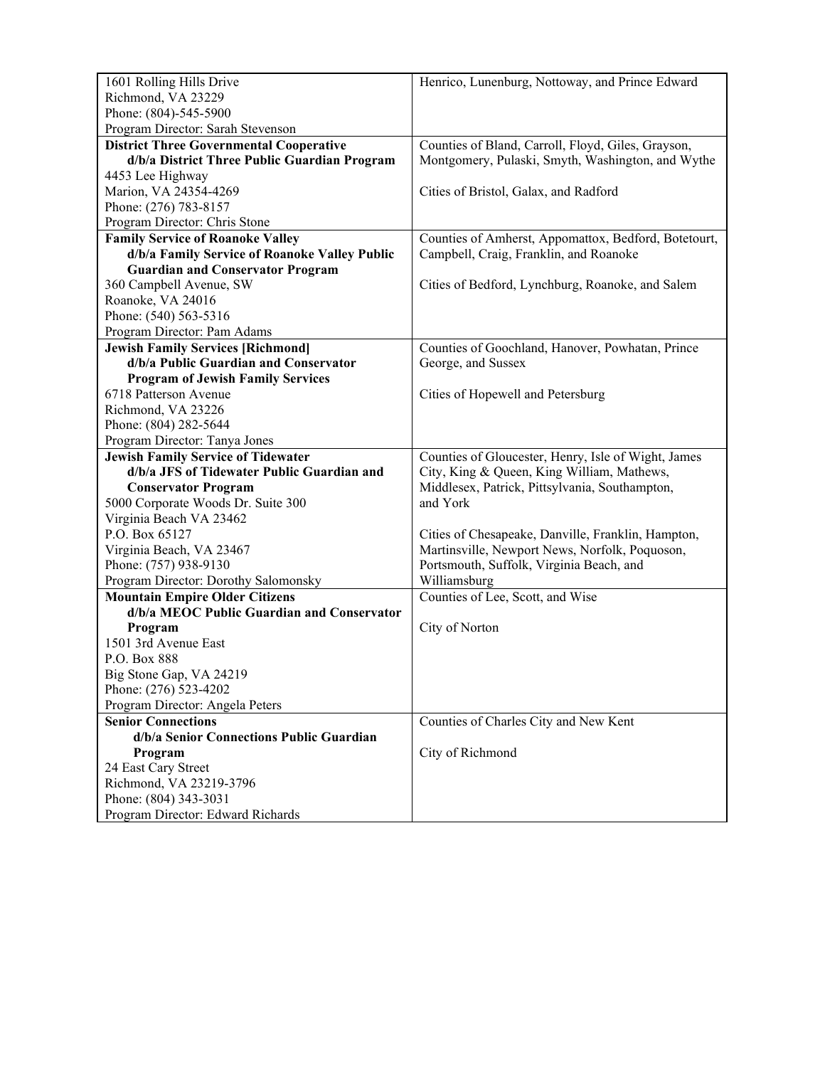| | |
|---|---|
| 1601 Rolling Hills Drive<br>Richmond, VA 23229<br>Phone: (804)-545-5900<br>Program Director: Sarah Stevenson | Henrico, Lunenburg, Nottoway, and Prince Edward |
| **District Three Governmental Cooperative**<br>**d/b/a District Three Public Guardian Program**<br>4453 Lee Highway<br>Marion, VA 24354-4269<br>Phone: (276) 783-8157<br>Program Director: Chris Stone | Counties of Bland, Carroll, Floyd, Giles, Grayson, Montgomery, Pulaski, Smyth, Washington, and Wythe<br><br>Cities of Bristol, Galax, and Radford |
| **Family Service of Roanoke Valley**<br>**d/b/a Family Service of Roanoke Valley Public Guardian and Conservator Program**<br>360 Campbell Avenue, SW<br>Roanoke, VA 24016<br>Phone: (540) 563-5316<br>Program Director: Pam Adams | Counties of Amherst, Appomattox, Bedford, Botetourt, Campbell, Craig, Franklin, and Roanoke<br><br>Cities of Bedford, Lynchburg, Roanoke, and Salem |
| **Jewish Family Services [Richmond]**<br>**d/b/a Public Guardian and Conservator Program of Jewish Family Services**<br>6718 Patterson Avenue<br>Richmond, VA 23226<br>Phone: (804) 282-5644<br>Program Director: Tanya Jones | Counties of Goochland, Hanover, Powhatan, Prince George, and Sussex<br><br>Cities of Hopewell and Petersburg |
| **Jewish Family Service of Tidewater**<br>**d/b/a JFS of Tidewater Public Guardian and Conservator Program**<br>5000 Corporate Woods Dr. Suite 300<br>Virginia Beach VA 23462<br>P.O. Box 65127<br>Virginia Beach, VA 23467<br>Phone: (757) 938-9130<br>Program Director: Dorothy Salomonsky | Counties of Gloucester, Henry, Isle of Wight, James City, King & Queen, King William, Mathews, Middlesex, Patrick, Pittsylvania, Southampton, and York<br><br>Cities of Chesapeake, Danville, Franklin, Hampton, Martinsville, Newport News, Norfolk, Poquoson, Portsmouth, Suffolk, Virginia Beach, and Williamsburg |
| **Mountain Empire Older Citizens**<br>**d/b/a MEOC Public Guardian and Conservator Program**<br>1501 3rd Avenue East<br>P.O. Box 888<br>Big Stone Gap, VA 24219<br>Phone: (276) 523-4202<br>Program Director: Angela Peters | Counties of Lee, Scott, and Wise<br><br>City of Norton |
| **Senior Connections**<br>**d/b/a Senior Connections Public Guardian Program**<br>24 East Cary Street<br>Richmond, VA 23219-3796<br>Phone: (804) 343-3031<br>Program Director: Edward Richards | Counties of Charles City and New Kent<br><br>City of Richmond |